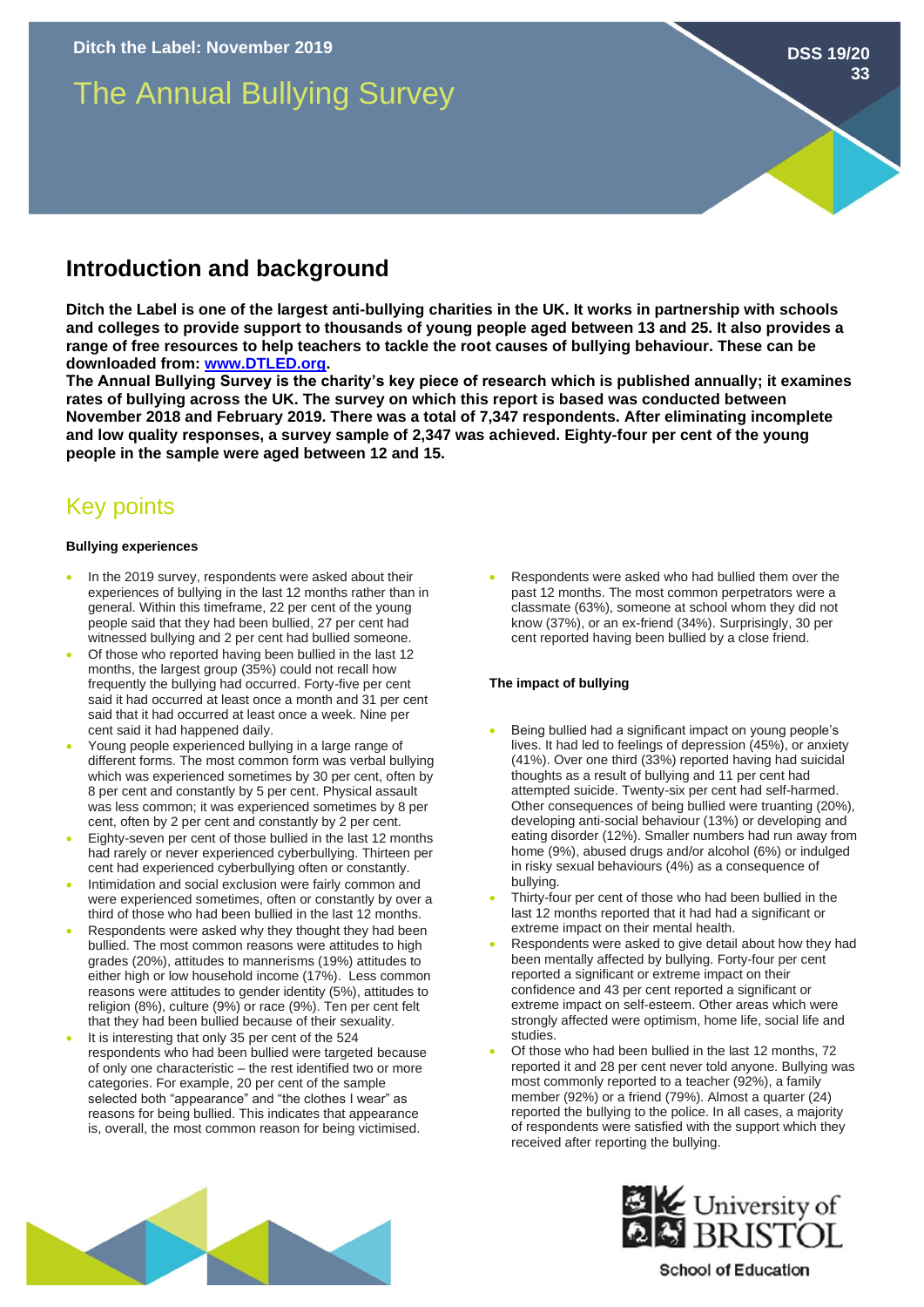Ditch the Label: November 2019

DSS 19/20 33

# The Annual Bullying Survey

## Introduction and background

**Ditch the Label is one of the largest anti-bullying charities in the UK. It works in partnership with schools and colleges to provide support to thousands of young people aged between 13 and 25. It also provides a range of free resources to help teachers to tackle the root causes of bullying behaviour. These can be downloaded from: [www.DTLED.org](www.DTLED.org).**

**The Annual Bullying Survey is the charity's key piece of research which is published annually; it examines rates of bullying across the UK. The survey on which this report is based was conducted between November 2018 and February 2019. There was a total of 7,347 respondents. After eliminating incomplete and low quality responses, a survey sample of 2,347 was achieved. Eighty-four per cent of the young people in the sample were aged between 12 and 15.**

## Key points

#### Bullying experiences

- In the 2019 survey, respondents were asked about their experiences of bullying in the last 12 months rather than in general. Within this timeframe, 22 per cent of the young people said that they had been bullied, 27 per cent had witnessed bullying and 2 per cent had bullied someone.
- Of those who reported having been bullied in the last 12 months, the largest group (35%) could not recall how frequently the bullying had occurred. Forty-five per cent said it had occurred at least once a month and 31 per cent said that it had occurred at least once a week. Nine per cent said it had happened daily.
- Young people experienced bullying in a large range of different forms. The most common form was verbal bullying which was experienced sometimes by 30 per cent, often by 8 per cent and constantly by 5 per cent. Physical assault was less common; it was experienced sometimes by 8 per cent, often by 2 per cent and constantly by 2 per cent.
- Eighty-seven per cent of those bullied in the last 12 months had rarely or never experienced cyberbullying. Thirteen per cent had experienced cyberbullying often or constantly.
- Intimidation and social exclusion were fairly common and were experienced sometimes, often or constantly by over a third of those who had been bullied in the last 12 months.
- Respondents were asked why they thought they had been bullied. The most common reasons were attitudes to high grades (20%), attitudes to mannerisms (19%) attitudes to either high or low household income (17%). Less common reasons were attitudes to gender identity (5%), attitudes to religion (8%), culture (9%) or race (9%). Ten per cent felt that they had been bullied because of their sexuality.
- It is interesting that only 35 per cent of the 524 respondents who had been bullied were targeted because of only one characteristic – the rest identified two or more categories. For example, 20 per cent of the sample selected both "appearance" and "the clothes I wear" as reasons for being bullied. This indicates that appearance is, overall, the most common reason for being victimised.
- Respondents were asked who had bullied them over the past 12 months. The most common perpetrators were a classmate (63%), someone at school whom they did not know (37%), or an ex-friend (34%). Surprisingly, 30 per cent reported having been bullied by a close friend.

#### The impact of bullying

- Being bullied had a significant impact on young people's lives. It had led to feelings of depression (45%), or anxiety (41%). Over one third (33%) reported having had suicidal thoughts as a result of bullying and 11 per cent had attempted suicide. Twenty-six per cent had self-harmed. Other consequences of being bullied were truanting (20%), developing anti-social behaviour (13%) or developing and eating disorder (12%). Smaller numbers had run away from home (9%), abused drugs and/or alcohol (6%) or indulged in risky sexual behaviours (4%) as a consequence of bullying.
- Thirty-four per cent of those who had been bullied in the last 12 months reported that it had had a significant or extreme impact on their mental health.
- Respondents were asked to give detail about how they had been mentally affected by bullying. Forty-four per cent reported a significant or extreme impact on their confidence and 43 per cent reported a significant or extreme impact on self-esteem. Other areas which were strongly affected were optimism, home life, social life and studies.
- Of those who had been bullied in the last 12 months, 72 reported it and 28 per cent never told anyone. Bullying was most commonly reported to a teacher (92%), a family member (92%) or a friend (79%). Almost a quarter (24) reported the bullying to the police. In all cases, a majority of respondents were satisfied with the support which they received after reporting the bullying.

University of BRISTOL
School of Education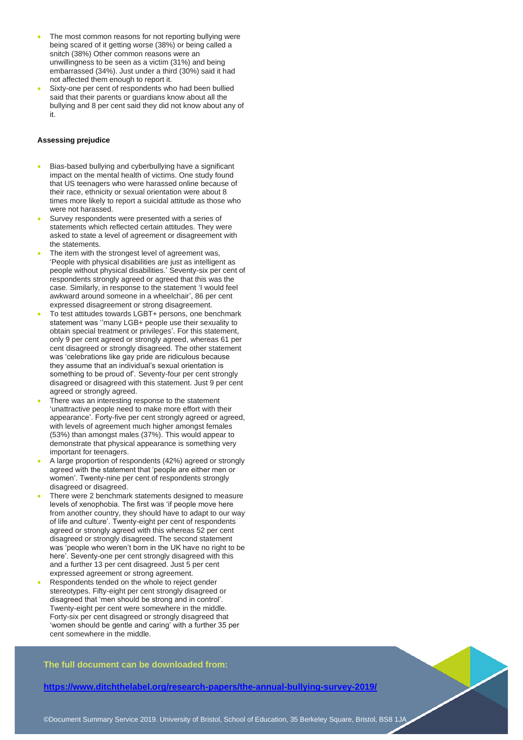- The most common reasons for not reporting bullying were being scared of it getting worse (38%) or being called a snitch (38%) Other common reasons were an unwillingness to be seen as a victim (31%) and being embarrassed (34%). Just under a third (30%) said it had not affected them enough to report it.
- Sixty-one per cent of respondents who had been bullied said that their parents or guardians know about all the bullying and 8 per cent said they did not know about any of it.

**Assessing prejudice**

- Bias-based bullying and cyberbullying have a significant impact on the mental health of victims. One study found that US teenagers who were harassed online because of their race, ethnicity or sexual orientation were about 8 times more likely to report a suicidal attitude as those who were not harassed.
- Survey respondents were presented with a series of statements which reflected certain attitudes. They were asked to state a level of agreement or disagreement with the statements.
- The item with the strongest level of agreement was, 'People with physical disabilities are just as intelligent as people without physical disabilities.' Seventy-six per cent of respondents strongly agreed or agreed that this was the case. Similarly, in response to the statement 'I would feel awkward around someone in a wheelchair', 86 per cent expressed disagreement or strong disagreement.
- To test attitudes towards LGBT+ persons, one benchmark statement was ''many LGB+ people use their sexuality to obtain special treatment or privileges'. For this statement, only 9 per cent agreed or strongly agreed, whereas 61 per cent disagreed or strongly disagreed. The other statement was 'celebrations like gay pride are ridiculous because they assume that an individual's sexual orientation is something to be proud of'. Seventy-four per cent strongly disagreed or disagreed with this statement. Just 9 per cent agreed or strongly agreed.
- There was an interesting response to the statement 'unattractive people need to make more effort with their appearance'. Forty-five per cent strongly agreed or agreed, with levels of agreement much higher amongst females (53%) than amongst males (37%). This would appear to demonstrate that physical appearance is something very important for teenagers.
- A large proportion of respondents (42%) agreed or strongly agreed with the statement that 'people are either men or women'. Twenty-nine per cent of respondents strongly disagreed or disagreed.
- There were 2 benchmark statements designed to measure levels of xenophobia. The first was 'if people move here from another country, they should have to adapt to our way of life and culture'. Twenty-eight per cent of respondents agreed or strongly agreed with this whereas 52 per cent disagreed or strongly disagreed. The second statement was 'people who weren't born in the UK have no right to be here'. Seventy-one per cent strongly disagreed with this and a further 13 per cent disagreed. Just 5 per cent expressed agreement or strong agreement.
- Respondents tended on the whole to reject gender stereotypes. Fifty-eight per cent strongly disagreed or disagreed that 'men should be strong and in control'. Twenty-eight per cent were somewhere in the middle. Forty-six per cent disagreed or strongly disagreed that 'women should be gentle and caring' with a further 35 per cent somewhere in the middle.

**The full document can be downloaded from:**

https://www.ditchthelabel.org/research-papers/the-annual-bullying-survey-2019/

©Document Summary Service 2019. University of Bristol, School of Education, 35 Berkeley Square, Bristol, BS8 1JA